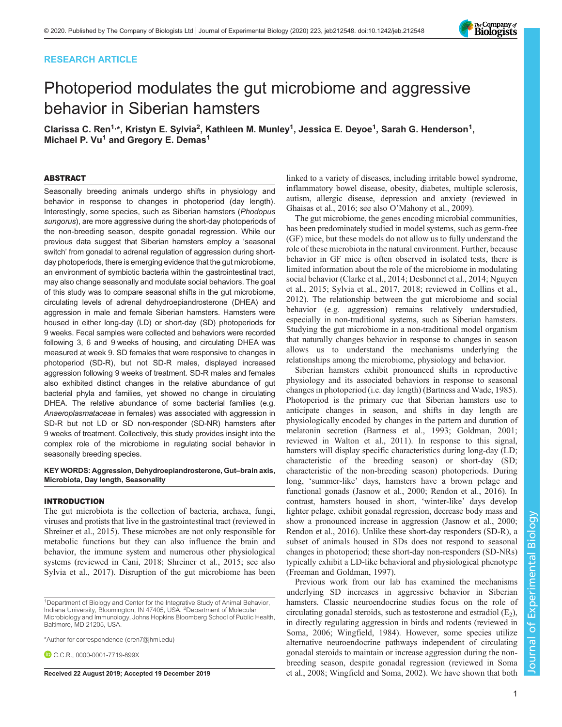RESEARCH ARTICLE

# Photoperiod modulates the gut microbiome and aggressive behavior in Siberian hamsters

Clarissa C. Ren[1,*], Kristyn E. Sylvia[2], Kathleen M. Munley[1], Jessica E. Deyoe[1], Sarah G. Henderson[1], Michael P. Vu[1] and Gregory E. Demas[1]

## ABSTRACT

Seasonally breeding animals undergo shifts in physiology and behavior in response to changes in photoperiod (day length). Interestingly, some species, such as Siberian hamsters (*Phodopus sungorus*), are more aggressive during the short-day photoperiods of the non-breeding season, despite gonadal regression. While our previous data suggest that Siberian hamsters employ a 'seasonal switch' from gonadal to adrenal regulation of aggression during short-day photoperiods, there is emerging evidence that the gut microbiome, an environment of symbiotic bacteria within the gastrointestinal tract, may also change seasonally and modulate social behaviors. The goal of this study was to compare seasonal shifts in the gut microbiome, circulating levels of adrenal dehydroepiandrosterone (DHEA) and aggression in male and female Siberian hamsters. Hamsters were housed in either long-day (LD) or short-day (SD) photoperiods for 9 weeks. Fecal samples were collected and behaviors were recorded following 3, 6 and 9 weeks of housing, and circulating DHEA was measured at week 9. SD females that were responsive to changes in photoperiod (SD-R), but not SD-R males, displayed increased aggression following 9 weeks of treatment. SD-R males and females also exhibited distinct changes in the relative abundance of gut bacterial phyla and families, yet showed no change in circulating DHEA. The relative abundance of some bacterial families (e.g. *Anaeroplasmataceae* in females) was associated with aggression in SD-R but not LD or SD non-responder (SD-NR) hamsters after 9 weeks of treatment. Collectively, this study provides insight into the complex role of the microbiome in regulating social behavior in seasonally breeding species.

**KEY WORDS: Aggression, Dehydroepiandrosterone, Gut–brain axis, Microbiota, Day length, Seasonality**

## INTRODUCTION

The gut microbiota is the collection of bacteria, archaea, fungi, viruses and protists that live in the gastrointestinal tract (reviewed in Shreiner et al., 2015). These microbes are not only responsible for metabolic functions but they can also influence the brain and behavior, the immune system and numerous other physiological systems (reviewed in Cani, 2018; Shreiner et al., 2015; see also Sylvia et al., 2017). Disruption of the gut microbiome has been linked to a variety of diseases, including irritable bowel syndrome, inflammatory bowel disease, obesity, diabetes, multiple sclerosis, autism, allergic disease, depression and anxiety (reviewed in Ghaisas et al., 2016; see also O'Mahony et al., 2009).

The gut microbiome, the genes encoding microbial communities, has been predominately studied in model systems, such as germ-free (GF) mice, but these models do not allow us to fully understand the role of these microbiota in the natural environment. Further, because behavior in GF mice is often observed in isolated tests, there is limited information about the role of the microbiome in modulating social behavior (Clarke et al., 2014; Desbonnet et al., 2014; Nguyen et al., 2015; Sylvia et al., 2017, 2018; reviewed in Collins et al., 2012). The relationship between the gut microbiome and social behavior (e.g. aggression) remains relatively understudied, especially in non-traditional systems, such as Siberian hamsters. Studying the gut microbiome in a non-traditional model organism that naturally changes behavior in response to changes in season allows us to understand the mechanisms underlying the relationships among the microbiome, physiology and behavior.

Siberian hamsters exhibit pronounced shifts in reproductive physiology and its associated behaviors in response to seasonal changes in photoperiod (i.e. day length) (Bartness and Wade, 1985). Photoperiod is the primary cue that Siberian hamsters use to anticipate changes in season, and shifts in day length are physiologically encoded by changes in the pattern and duration of melatonin secretion (Bartness et al., 1993; Goldman, 2001; reviewed in Walton et al., 2011). In response to this signal, hamsters will display specific characteristics during long-day (LD; characteristic of the breeding season) or short-day (SD; characteristic of the non-breeding season) photoperiods. During long, 'summer-like' days, hamsters have a brown pelage and functional gonads (Jasnow et al., 2000; Rendon et al., 2016). In contrast, hamsters housed in short, 'winter-like' days develop lighter pelage, exhibit gonadal regression, decrease body mass and show a pronounced increase in aggression (Jasnow et al., 2000; Rendon et al., 2016). Unlike these short-day responders (SD-R), a subset of animals housed in SDs does not respond to seasonal changes in photoperiod; these short-day non-responders (SD-NRs) typically exhibit a LD-like behavioral and physiological phenotype (Freeman and Goldman, 1997).

Previous work from our lab has examined the mechanisms underlying SD increases in aggressive behavior in Siberian hamsters. Classic neuroendocrine studies focus on the role of circulating gonadal steroids, such as testosterone and estradiol ($E_2$), in directly regulating aggression in birds and rodents (reviewed in Soma, 2006; Wingfield, 1984). However, some species utilize alternative neuroendocrine pathways independent of circulating gonadal steroids to maintain or increase aggression during the non-breeding season, despite gonadal regression (reviewed in Soma et al., 2008; Wingfield and Soma, 2002). We have shown that both

[1]Department of Biology and Center for the Integrative Study of Animal Behavior, Indiana University, Bloomington, IN 47405, USA. [2]Department of Molecular Microbiology and Immunology, Johns Hopkins Bloomberg School of Public Health, Baltimore, MD 21205, USA.

*Author for correspondence (cren7@jhmi.edu)

C.C.R., 0000-0001-7719-899X

Received 22 August 2019; Accepted 19 December 2019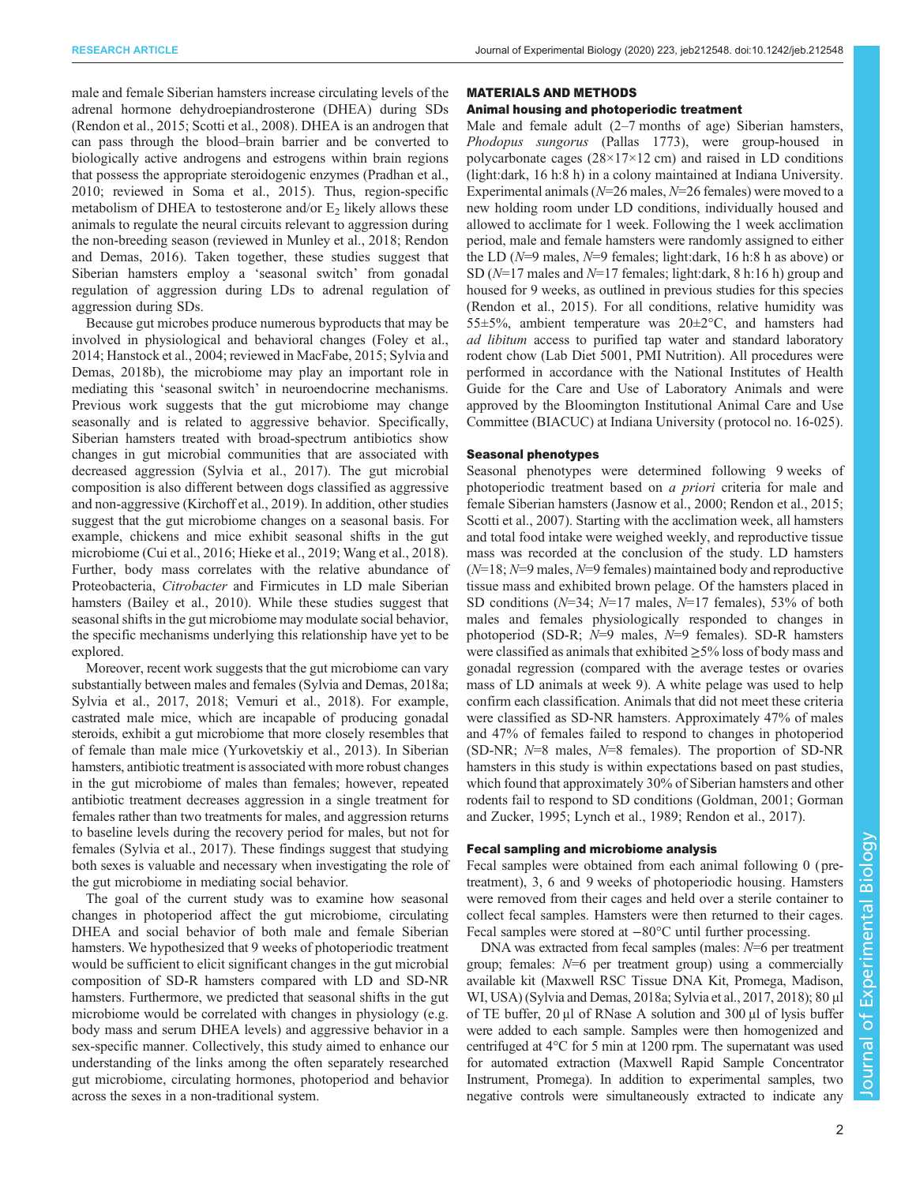male and female Siberian hamsters increase circulating levels of the adrenal hormone dehydroepiandrosterone (DHEA) during SDs (Rendon et al., 2015; Scotti et al., 2008). DHEA is an androgen that can pass through the blood–brain barrier and be converted to biologically active androgens and estrogens within brain regions that possess the appropriate steroidogenic enzymes (Pradhan et al., 2010; reviewed in Soma et al., 2015). Thus, region-specific metabolism of DHEA to testosterone and/or $E_2$ likely allows these animals to regulate the neural circuits relevant to aggression during the non-breeding season (reviewed in Munley et al., 2018; Rendon and Demas, 2016). Taken together, these studies suggest that Siberian hamsters employ a 'seasonal switch' from gonadal regulation of aggression during LDs to adrenal regulation of aggression during SDs.

Because gut microbes produce numerous byproducts that may be involved in physiological and behavioral changes (Foley et al., 2014; Hanstock et al., 2004; reviewed in MacFabe, 2015; Sylvia and Demas, 2018b), the microbiome may play an important role in mediating this 'seasonal switch' in neuroendocrine mechanisms. Previous work suggests that the gut microbiome may change seasonally and is related to aggressive behavior. Specifically, Siberian hamsters treated with broad-spectrum antibiotics show changes in gut microbial communities that are associated with decreased aggression (Sylvia et al., 2017). The gut microbial composition is also different between dogs classified as aggressive and non-aggressive (Kirchoff et al., 2019). In addition, other studies suggest that the gut microbiome changes on a seasonal basis. For example, chickens and mice exhibit seasonal shifts in the gut microbiome (Cui et al., 2016; Hieke et al., 2019; Wang et al., 2018). Further, body mass correlates with the relative abundance of Proteobacteria, *Citrobacter* and Firmicutes in LD male Siberian hamsters (Bailey et al., 2010). While these studies suggest that seasonal shifts in the gut microbiome may modulate social behavior, the specific mechanisms underlying this relationship have yet to be explored.

Moreover, recent work suggests that the gut microbiome can vary substantially between males and females (Sylvia and Demas, 2018a; Sylvia et al., 2017, 2018; Vemuri et al., 2018). For example, castrated male mice, which are incapable of producing gonadal steroids, exhibit a gut microbiome that more closely resembles that of female than male mice (Yurkovetskiy et al., 2013). In Siberian hamsters, antibiotic treatment is associated with more robust changes in the gut microbiome of males than females; however, repeated antibiotic treatment decreases aggression in a single treatment for females rather than two treatments for males, and aggression returns to baseline levels during the recovery period for males, but not for females (Sylvia et al., 2017). These findings suggest that studying both sexes is valuable and necessary when investigating the role of the gut microbiome in mediating social behavior.

The goal of the current study was to examine how seasonal changes in photoperiod affect the gut microbiome, circulating DHEA and social behavior of both male and female Siberian hamsters. We hypothesized that 9 weeks of photoperiodic treatment would be sufficient to elicit significant changes in the gut microbial composition of SD-R hamsters compared with LD and SD-NR hamsters. Furthermore, we predicted that seasonal shifts in the gut microbiome would be correlated with changes in physiology (e.g. body mass and serum DHEA levels) and aggressive behavior in a sex-specific manner. Collectively, this study aimed to enhance our understanding of the links among the often separately researched gut microbiome, circulating hormones, photoperiod and behavior across the sexes in a non-traditional system.

## MATERIALS AND METHODS

### Animal housing and photoperiodic treatment

Male and female adult (2–7 months of age) Siberian hamsters, *Phodopus sungorus* (Pallas 1773), were group-housed in polycarbonate cages (28×17×12 cm) and raised in LD conditions (light:dark, 16 h:8 h) in a colony maintained at Indiana University. Experimental animals (*N*=26 males, *N*=26 females) were moved to a new holding room under LD conditions, individually housed and allowed to acclimate for 1 week. Following the 1 week acclimation period, male and female hamsters were randomly assigned to either the LD (*N*=9 males, *N*=9 females; light:dark, 16 h:8 h as above) or SD (*N*=17 males and *N*=17 females; light:dark, 8 h:16 h) group and housed for 9 weeks, as outlined in previous studies for this species (Rendon et al., 2015). For all conditions, relative humidity was 55±5%, ambient temperature was 20±2°C, and hamsters had *ad libitum* access to purified tap water and standard laboratory rodent chow (Lab Diet 5001, PMI Nutrition). All procedures were performed in accordance with the National Institutes of Health Guide for the Care and Use of Laboratory Animals and were approved by the Bloomington Institutional Animal Care and Use Committee (BIACUC) at Indiana University (protocol no. 16-025).

### Seasonal phenotypes

Seasonal phenotypes were determined following 9 weeks of photoperiodic treatment based on *a priori* criteria for male and female Siberian hamsters (Jasnow et al., 2000; Rendon et al., 2015; Scotti et al., 2007). Starting with the acclimation week, all hamsters and total food intake were weighed weekly, and reproductive tissue mass was recorded at the conclusion of the study. LD hamsters (*N*=18; *N*=9 males, *N*=9 females) maintained body and reproductive tissue mass and exhibited brown pelage. Of the hamsters placed in SD conditions (*N*=34; *N*=17 males, *N*=17 females), 53% of both males and females physiologically responded to changes in photoperiod (SD-R; *N*=9 males, *N*=9 females). SD-R hamsters were classified as animals that exhibited ≥5% loss of body mass and gonadal regression (compared with the average testes or ovaries mass of LD animals at week 9). A white pelage was used to help confirm each classification. Animals that did not meet these criteria were classified as SD-NR hamsters. Approximately 47% of males and 47% of females failed to respond to changes in photoperiod (SD-NR; *N*=8 males, *N*=8 females). The proportion of SD-NR hamsters in this study is within expectations based on past studies, which found that approximately 30% of Siberian hamsters and other rodents fail to respond to SD conditions (Goldman, 2001; Gorman and Zucker, 1995; Lynch et al., 1989; Rendon et al., 2017).

### Fecal sampling and microbiome analysis

Fecal samples were obtained from each animal following 0 (pre-treatment), 3, 6 and 9 weeks of photoperiodic housing. Hamsters were removed from their cages and held over a sterile container to collect fecal samples. Hamsters were then returned to their cages. Fecal samples were stored at −80°C until further processing.

DNA was extracted from fecal samples (males: *N*=6 per treatment group; females: *N*=6 per treatment group) using a commercially available kit (Maxwell RSC Tissue DNA Kit, Promega, Madison, WI, USA) (Sylvia and Demas, 2018a; Sylvia et al., 2017, 2018); 80 µl of TE buffer, 20 µl of RNase A solution and 300 µl of lysis buffer were added to each sample. Samples were then homogenized and centrifuged at 4°C for 5 min at 1200 rpm. The supernatant was used for automated extraction (Maxwell Rapid Sample Concentrator Instrument, Promega). In addition to experimental samples, two negative controls were simultaneously extracted to indicate any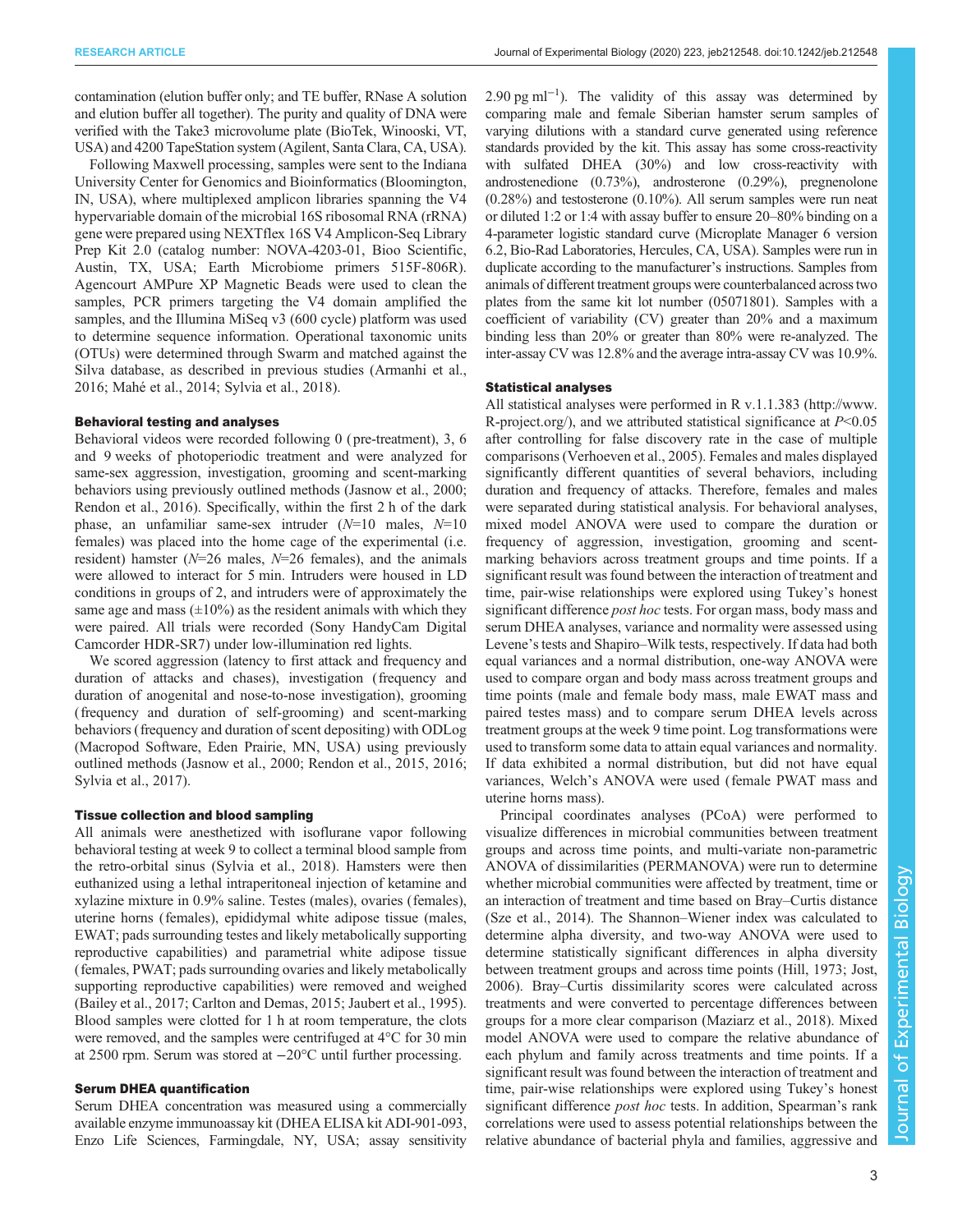contamination (elution buffer only; and TE buffer, RNase A solution and elution buffer all together). The purity and quality of DNA were verified with the Take3 microvolume plate (BioTek, Winooski, VT, USA) and 4200 TapeStation system (Agilent, Santa Clara, CA, USA).

Following Maxwell processing, samples were sent to the Indiana University Center for Genomics and Bioinformatics (Bloomington, IN, USA), where multiplexed amplicon libraries spanning the V4 hypervariable domain of the microbial 16S ribosomal RNA (rRNA) gene were prepared using NEXTflex 16S V4 Amplicon-Seq Library Prep Kit 2.0 (catalog number: NOVA-4203-01, Bioo Scientific, Austin, TX, USA; Earth Microbiome primers 515F-806R). Agencourt AMPure XP Magnetic Beads were used to clean the samples, PCR primers targeting the V4 domain amplified the samples, and the Illumina MiSeq v3 (600 cycle) platform was used to determine sequence information. Operational taxonomic units (OTUs) were determined through Swarm and matched against the Silva database, as described in previous studies (Armanhi et al., 2016; Mahé et al., 2014; Sylvia et al., 2018).

### Behavioral testing and analyses

Behavioral videos were recorded following 0 (pre-treatment), 3, 6 and 9 weeks of photoperiodic treatment and were analyzed for same-sex aggression, investigation, grooming and scent-marking behaviors using previously outlined methods (Jasnow et al., 2000; Rendon et al., 2016). Specifically, within the first 2 h of the dark phase, an unfamiliar same-sex intruder ($N$=10 males, $N$=10 females) was placed into the home cage of the experimental (i.e. resident) hamster ($N$=26 males, $N$=26 females), and the animals were allowed to interact for 5 min. Intruders were housed in LD conditions in groups of 2, and intruders were of approximately the same age and mass (±10%) as the resident animals with which they were paired. All trials were recorded (Sony HandyCam Digital Camcorder HDR-SR7) under low-illumination red lights.

We scored aggression (latency to first attack and frequency and duration of attacks and chases), investigation (frequency and duration of anogenital and nose-to-nose investigation), grooming (frequency and duration of self-grooming) and scent-marking behaviors (frequency and duration of scent depositing) with ODLog (Macropod Software, Eden Prairie, MN, USA) using previously outlined methods (Jasnow et al., 2000; Rendon et al., 2015, 2016; Sylvia et al., 2017).

### Tissue collection and blood sampling

All animals were anesthetized with isoflurane vapor following behavioral testing at week 9 to collect a terminal blood sample from the retro-orbital sinus (Sylvia et al., 2018). Hamsters were then euthanized using a lethal intraperitoneal injection of ketamine and xylazine mixture in 0.9% saline. Testes (males), ovaries (females), uterine horns (females), epididymal white adipose tissue (males, EWAT; pads surrounding testes and likely metabolically supporting reproductive capabilities) and parametrial white adipose tissue (females, PWAT; pads surrounding ovaries and likely metabolically supporting reproductive capabilities) were removed and weighed (Bailey et al., 2017; Carlton and Demas, 2015; Jaubert et al., 1995). Blood samples were clotted for 1 h at room temperature, the clots were removed, and the samples were centrifuged at 4°C for 30 min at 2500 rpm. Serum was stored at −20°C until further processing.

### Serum DHEA quantification

Serum DHEA concentration was measured using a commercially available enzyme immunoassay kit (DHEA ELISA kit ADI-901-093, Enzo Life Sciences, Farmingdale, NY, USA; assay sensitivity 2.90 pg ml$^{-1}$). The validity of this assay was determined by comparing male and female Siberian hamster serum samples of varying dilutions with a standard curve generated using reference standards provided by the kit. This assay has some cross-reactivity with sulfated DHEA (30%) and low cross-reactivity with androstenedione (0.73%), androsterone (0.29%), pregnenolone (0.28%) and testosterone (0.10%). All serum samples were run neat or diluted 1:2 or 1:4 with assay buffer to ensure 20–80% binding on a 4-parameter logistic standard curve (Microplate Manager 6 version 6.2, Bio-Rad Laboratories, Hercules, CA, USA). Samples were run in duplicate according to the manufacturer's instructions. Samples from animals of different treatment groups were counterbalanced across two plates from the same kit lot number (05071801). Samples with a coefficient of variability (CV) greater than 20% and a maximum binding less than 20% or greater than 80% were re-analyzed. The inter-assay CV was 12.8% and the average intra-assay CV was 10.9%.

### Statistical analyses

All statistical analyses were performed in R v.1.1.383 (http://www.R-project.org/), and we attributed statistical significance at $P$<0.05 after controlling for false discovery rate in the case of multiple comparisons (Verhoeven et al., 2005). Females and males displayed significantly different quantities of several behaviors, including duration and frequency of attacks. Therefore, females and males were separated during statistical analysis. For behavioral analyses, mixed model ANOVA were used to compare the duration or frequency of aggression, investigation, grooming and scent-marking behaviors across treatment groups and time points. If a significant result was found between the interaction of treatment and time, pair-wise relationships were explored using Tukey's honest significant difference *post hoc* tests. For organ mass, body mass and serum DHEA analyses, variance and normality were assessed using Levene's tests and Shapiro–Wilk tests, respectively. If data had both equal variances and a normal distribution, one-way ANOVA were used to compare organ and body mass across treatment groups and time points (male and female body mass, male EWAT mass and paired testes mass) and to compare serum DHEA levels across treatment groups at the week 9 time point. Log transformations were used to transform some data to attain equal variances and normality. If data exhibited a normal distribution, but did not have equal variances, Welch's ANOVA were used (female PWAT mass and uterine horns mass).

Principal coordinates analyses (PCoA) were performed to visualize differences in microbial communities between treatment groups and across time points, and multi-variate non-parametric ANOVA of dissimilarities (PERMANOVA) were run to determine whether microbial communities were affected by treatment, time or an interaction of treatment and time based on Bray–Curtis distance (Sze et al., 2014). The Shannon–Wiener index was calculated to determine alpha diversity, and two-way ANOVA were used to determine statistically significant differences in alpha diversity between treatment groups and across time points (Hill, 1973; Jost, 2006). Bray–Curtis dissimilarity scores were calculated across treatments and were converted to percentage differences between groups for a more clear comparison (Maziarz et al., 2018). Mixed model ANOVA were used to compare the relative abundance of each phylum and family across treatments and time points. If a significant result was found between the interaction of treatment and time, pair-wise relationships were explored using Tukey's honest significant difference *post hoc* tests. In addition, Spearman's rank correlations were used to assess potential relationships between the relative abundance of bacterial phyla and families, aggressive and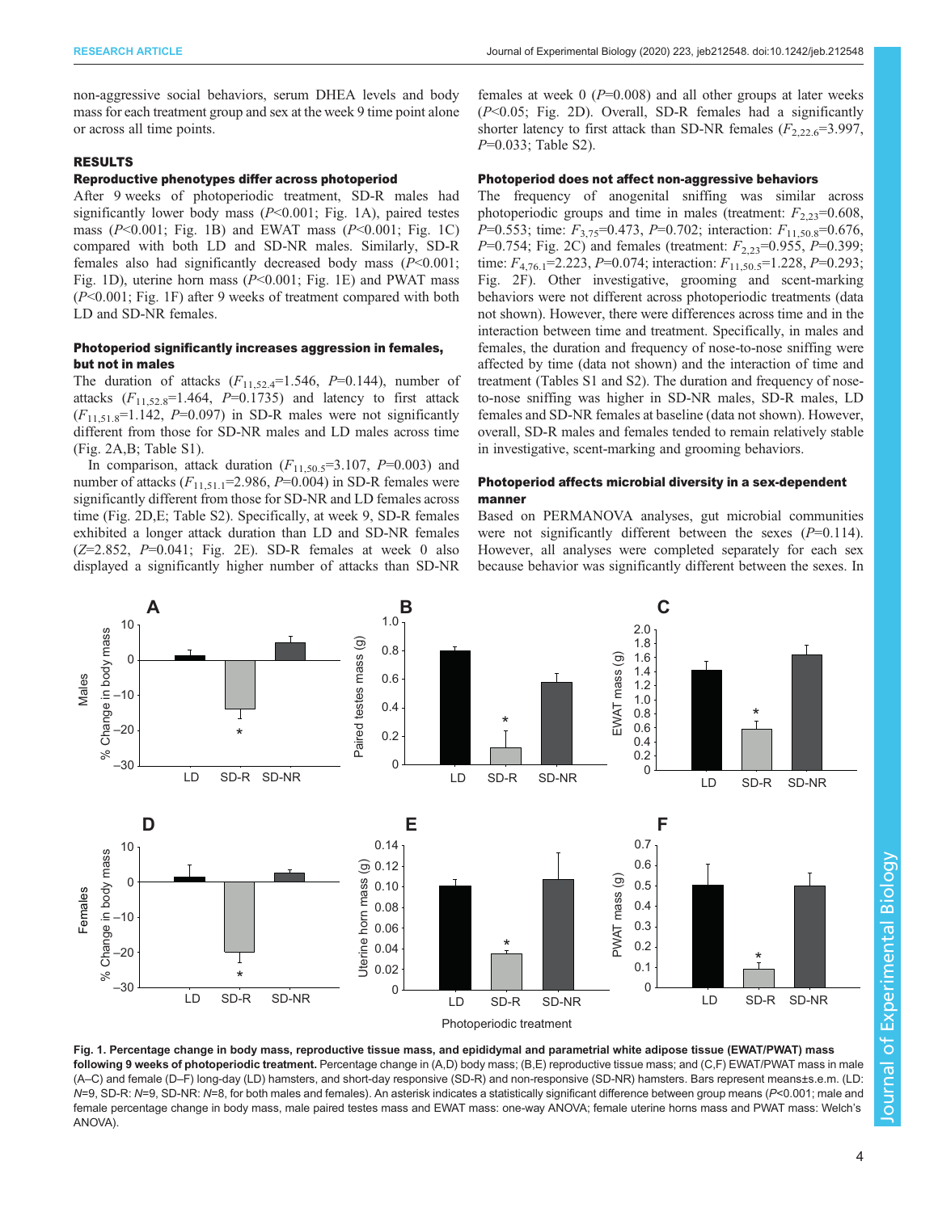non-aggressive social behaviors, serum DHEA levels and body mass for each treatment group and sex at the week 9 time point alone or across all time points.

## RESULTS

### Reproductive phenotypes differ across photoperiod

After 9 weeks of photoperiodic treatment, SD-R males had significantly lower body mass ($P$<0.001; Fig. 1A), paired testes mass ($P$<0.001; Fig. 1B) and EWAT mass ($P$<0.001; Fig. 1C) compared with both LD and SD-NR males. Similarly, SD-R females also had significantly decreased body mass ($P$<0.001; Fig. 1D), uterine horn mass ($P$<0.001; Fig. 1E) and PWAT mass ($P$<0.001; Fig. 1F) after 9 weeks of treatment compared with both LD and SD-NR females.

### Photoperiod significantly increases aggression in females, but not in males

The duration of attacks ($F_{11,52.4}$=1.546, $P$=0.144), number of attacks ($F_{11,52.8}$=1.464, $P$=0.1735) and latency to first attack ($F_{11,51.8}$=1.142, $P$=0.097) in SD-R males were not significantly different from those for SD-NR males and LD males across time (Fig. 2A,B; Table S1).

In comparison, attack duration ($F_{11,50.5}$=3.107, $P$=0.003) and number of attacks ($F_{11,51.1}$=2.986, $P$=0.004) in SD-R females were significantly different from those for SD-NR and LD females across time (Fig. 2D,E; Table S2). Specifically, at week 9, SD-R females exhibited a longer attack duration than LD and SD-NR females ($Z$=2.852, $P$=0.041; Fig. 2E). SD-R females at week 0 also displayed a significantly higher number of attacks than SD-NR females at week 0 ($P$=0.008) and all other groups at later weeks ($P$<0.05; Fig. 2D). Overall, SD-R females had a significantly shorter latency to first attack than SD-NR females ($F_{2,22.6}$=3.997, $P$=0.033; Table S2).

### Photoperiod does not affect non-aggressive behaviors

The frequency of anogenital sniffing was similar across photoperiodic groups and time in males (treatment: $F_{2,23}$=0.608, $P$=0.553; time: $F_{3,75}$=0.473, $P$=0.702; interaction: $F_{11,50.8}$=0.676, $P$=0.754; Fig. 2C) and females (treatment: $F_{2,23}$=0.955, $P$=0.399; time: $F_{4,76.1}$=2.223, $P$=0.074; interaction: $F_{11,50.5}$=1.228, $P$=0.293; Fig. 2F). Other investigative, grooming and scent-marking behaviors were not different across photoperiodic treatments (data not shown). However, there were differences across time and in the interaction between time and treatment. Specifically, in males and females, the duration and frequency of nose-to-nose sniffing were affected by time (data not shown) and the interaction of time and treatment (Tables S1 and S2). The duration and frequency of nose-to-nose sniffing was higher in SD-NR males, SD-R males, LD females and SD-NR females at baseline (data not shown). However, overall, SD-R males and females tended to remain relatively stable in investigative, scent-marking and grooming behaviors.

### Photoperiod affects microbial diversity in a sex-dependent manner

Based on PERMANOVA analyses, gut microbial communities were not significantly different between the sexes ($P$=0.114). However, all analyses were completed separately for each sex because behavior was significantly different between the sexes. In

**Fig. 1. Percentage change in body mass, reproductive tissue mass, and epididymal and parametrial white adipose tissue (EWAT/PWAT) mass following 9 weeks of photoperiodic treatment.** Percentage change in (A,D) body mass; (B,E) reproductive tissue mass; and (C,F) EWAT/PWAT mass in male (A–C) and female (D–F) long-day (LD) hamsters, and short-day responsive (SD-R) and non-responsive (SD-NR) hamsters. Bars represent means±s.e.m. (LD: $N$=9, SD-R: $N$=9, SD-NR: $N$=8, for both males and females). An asterisk indicates a statistically significant difference between group means ($P$<0.001; male and female percentage change in body mass, male paired testes mass and EWAT mass: one-way ANOVA; female uterine horns mass and PWAT mass: Welch's ANOVA).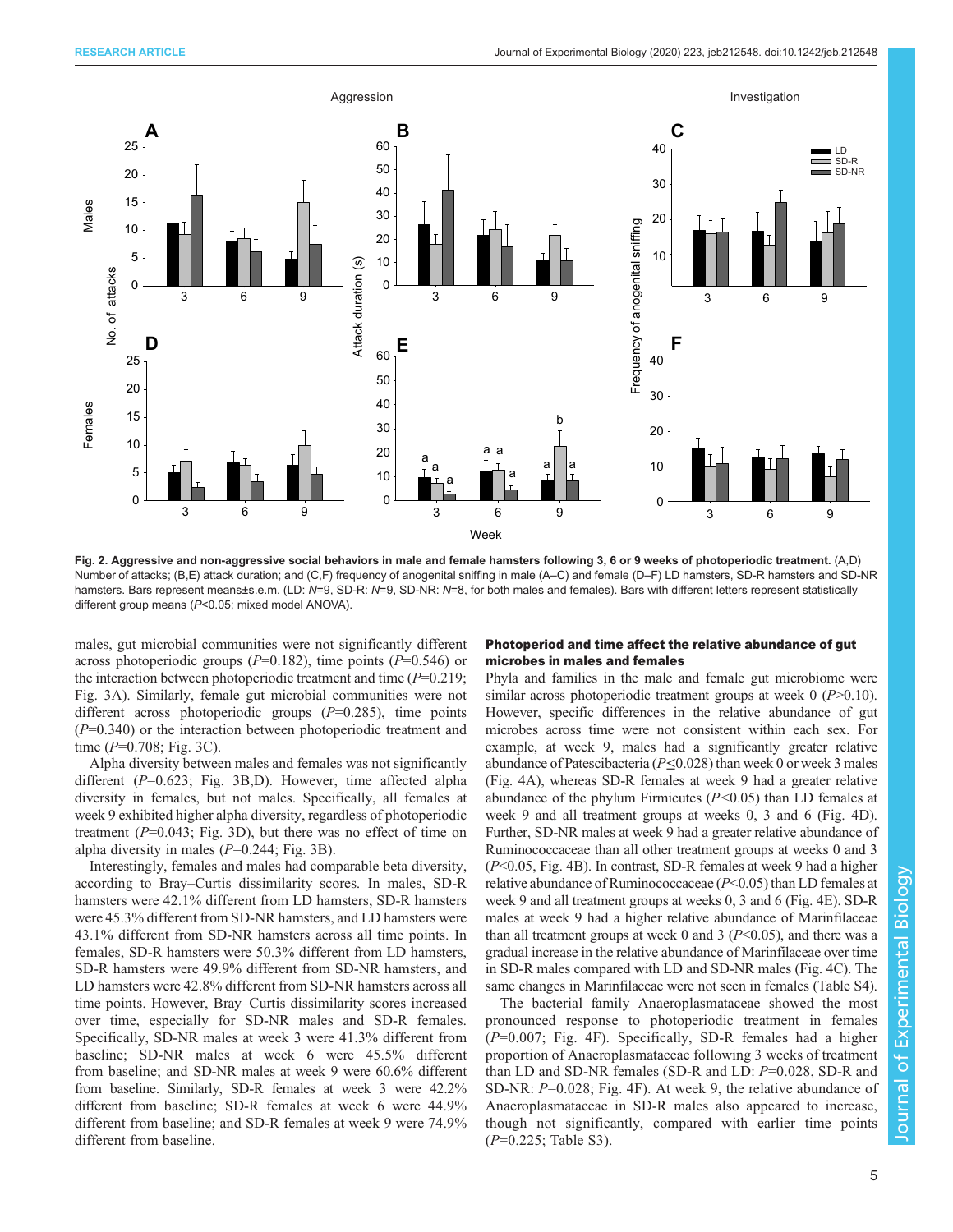Fig. 2. Aggressive and non-aggressive social behaviors in male and female hamsters following 3, 6 or 9 weeks of photoperiodic treatment. (A,D) Number of attacks; (B,E) attack duration; and (C,F) frequency of anogenital sniffing in male (A–C) and female (D–F) LD hamsters, SD-R hamsters and SD-NR hamsters. Bars represent means±s.e.m. (LD: *N*=9, SD-R: *N*=9, SD-NR: *N*=8, for both males and females). Bars with different letters represent statistically different group means ($P<0.05$; mixed model ANOVA).

males, gut microbial communities were not significantly different across photoperiodic groups ($P=0.182$), time points ($P=0.546$) or the interaction between photoperiodic treatment and time ($P=0.219$; Fig. 3A). Similarly, female gut microbial communities were not different across photoperiodic groups ($P=0.285$), time points ($P=0.340$) or the interaction between photoperiodic treatment and time ($P=0.708$; Fig. 3C).

Alpha diversity between males and females was not significantly different ($P=0.623$; Fig. 3B,D). However, time affected alpha diversity in females, but not males. Specifically, all females at week 9 exhibited higher alpha diversity, regardless of photoperiodic treatment ($P=0.043$; Fig. 3D), but there was no effect of time on alpha diversity in males ($P=0.244$; Fig. 3B).

Interestingly, females and males had comparable beta diversity, according to Bray–Curtis dissimilarity scores. In males, SD-R hamsters were 42.1% different from LD hamsters, SD-R hamsters were 45.3% different from SD-NR hamsters, and LD hamsters were 43.1% different from SD-NR hamsters across all time points. In females, SD-R hamsters were 50.3% different from LD hamsters, SD-R hamsters were 49.9% different from SD-NR hamsters, and LD hamsters were 42.8% different from SD-NR hamsters across all time points. However, Bray–Curtis dissimilarity scores increased over time, especially for SD-NR males and SD-R females. Specifically, SD-NR males at week 3 were 41.3% different from baseline; SD-NR males at week 6 were 45.5% different from baseline; and SD-NR males at week 9 were 60.6% different from baseline. Similarly, SD-R females at week 3 were 42.2% different from baseline; SD-R females at week 6 were 44.9% different from baseline; and SD-R females at week 9 were 74.9% different from baseline.

## Photoperiod and time affect the relative abundance of gut microbes in males and females

Phyla and families in the male and female gut microbiome were similar across photoperiodic treatment groups at week 0 ($P>0.10$). However, specific differences in the relative abundance of gut microbes across time were not consistent within each sex. For example, at week 9, males had a significantly greater relative abundance of Patescibacteria ($P\leq0.028$) than week 0 or week 3 males (Fig. 4A), whereas SD-R females at week 9 had a greater relative abundance of the phylum Firmicutes ($P<0.05$) than LD females at week 9 and all treatment groups at weeks 0, 3 and 6 (Fig. 4D). Further, SD-NR males at week 9 had a greater relative abundance of Ruminococcaceae than all other treatment groups at weeks 0 and 3 ($P<0.05$, Fig. 4B). In contrast, SD-R females at week 9 had a higher relative abundance of Ruminococcaceae ($P<0.05$) than LD females at week 9 and all treatment groups at weeks 0, 3 and 6 (Fig. 4E). SD-R males at week 9 had a higher relative abundance of Marinfilaceae than all treatment groups at week 0 and 3 ($P<0.05$), and there was a gradual increase in the relative abundance of Marinfilaceae over time in SD-R males compared with LD and SD-NR males (Fig. 4C). The same changes in Marinfilaceae were not seen in females (Table S4).

The bacterial family Anaeroplasmataceae showed the most pronounced response to photoperiodic treatment in females ($P=0.007$; Fig. 4F). Specifically, SD-R females had a higher proportion of Anaeroplasmataceae following 3 weeks of treatment than LD and SD-NR females (SD-R and LD: $P=0.028$, SD-R and SD-NR: $P=0.028$; Fig. 4F). At week 9, the relative abundance of Anaeroplasmataceae in SD-R males also appeared to increase, though not significantly, compared with earlier time points ($P=0.225$; Table S3).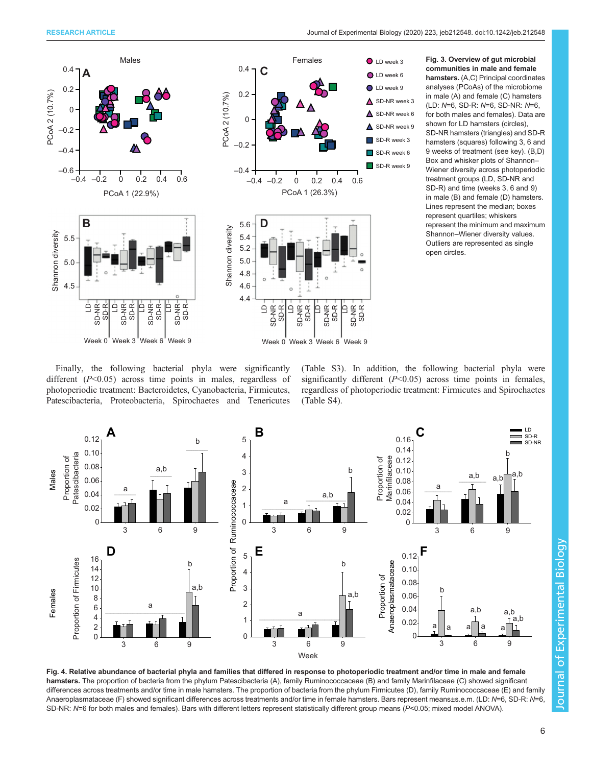**Fig. 3. Overview of gut microbial communities in male and female hamsters.** (A,C) Principal coordinates analyses (PCoAs) of the microbiome in male (A) and female (C) hamsters (LD: *N*=6, SD-R: *N*=6, SD-NR: *N*=6, for both males and females). Data are shown for LD hamsters (circles), SD-NR hamsters (triangles) and SD-R hamsters (squares) following 3, 6 and 9 weeks of treatment (see key). (B,D) Box and whisker plots of Shannon–Wiener diversity across photoperiodic treatment groups (LD, SD-NR and SD-R) and time (weeks 3, 6 and 9) in male (B) and female (D) hamsters. Lines represent the median; boxes represent quartiles; whiskers represent the minimum and maximum Shannon–Wiener diversity values. Outliers are represented as single open circles.

Finally, the following bacterial phyla were significantly different ($P$<0.05) across time points in males, regardless of photoperiodic treatment: Bacteroidetes, Cyanobacteria, Firmicutes, Patescibacteria, Proteobacteria, Spirochaetes and Tenericutes (Table S3). In addition, the following bacterial phyla were significantly different ($P$<0.05) across time points in females, regardless of photoperiodic treatment: Firmicutes and Spirochaetes (Table S4).

**Fig. 4. Relative abundance of bacterial phyla and families that differed in response to photoperiodic treatment and/or time in male and female hamsters.** The proportion of bacteria from the phylum Patescibacteria (A), family Ruminococcaceae (B) and family Marinfilaceae (C) showed significant differences across treatments and/or time in male hamsters. The proportion of bacteria from the phylum Firmicutes (D), family Ruminococcaceae (E) and family Anaeroplasmataceae (F) showed significant differences across treatments and/or time in female hamsters. Bars represent means±s.e.m. (LD: *N*=6, SD-R: *N*=6, SD-NR: *N*=6 for both males and females). Bars with different letters represent statistically different group means ($P$<0.05; mixed model ANOVA).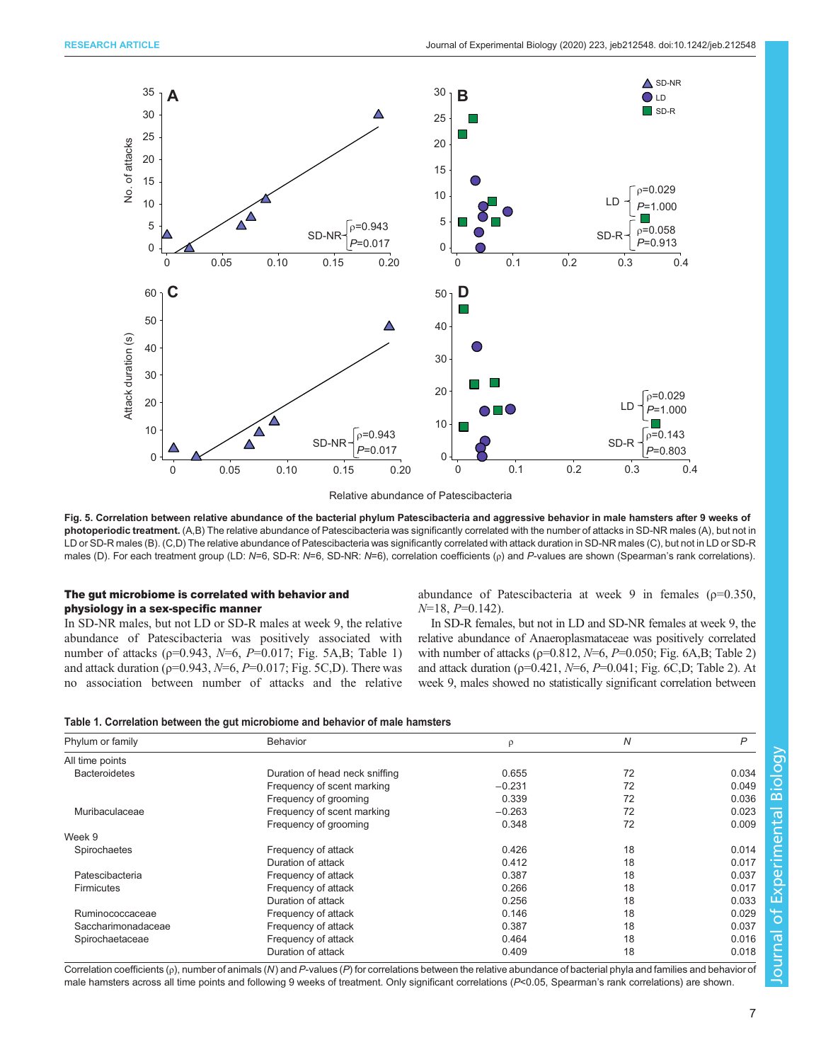Fig. 5. Correlation between relative abundance of the bacterial phylum Patescibacteria and aggressive behavior in male hamsters after 9 weeks of photoperiodic treatment. (A,B) The relative abundance of Patescibacteria was significantly correlated with the number of attacks in SD-NR males (A), but not in LD or SD-R males (B). (C,D) The relative abundance of Patescibacteria was significantly correlated with attack duration in SD-NR males (C), but not in LD or SD-R males (D). For each treatment group (LD: $N$=6, SD-R: $N$=6, SD-NR: $N$=6), correlation coefficients (ρ) and $P$-values are shown (Spearman's rank correlations).

### The gut microbiome is correlated with behavior and physiology in a sex-specific manner

In SD-NR males, but not LD or SD-R males at week 9, the relative abundance of Patescibacteria was positively associated with number of attacks (ρ=0.943, $N$=6, $P$=0.017; Fig. 5A,B; Table 1) and attack duration (ρ=0.943, $N$=6, $P$=0.017; Fig. 5C,D). There was no association between number of attacks and the relative abundance of Patescibacteria at week 9 in females (ρ=0.350, $N$=18, $P$=0.142).

In SD-R females, but not in LD and SD-NR females at week 9, the relative abundance of Anaeroplasmataceae was positively correlated with number of attacks (ρ=0.812, $N$=6, $P$=0.050; Fig. 6A,B; Table 2) and attack duration (ρ=0.421, $N$=6, $P$=0.041; Fig. 6C,D; Table 2). At week 9, males showed no statistically significant correlation between

Table 1. Correlation between the gut microbiome and behavior of male hamsters

| Phylum or family | Behavior | ρ | $N$ | $P$ |
|---|---|---|---|---|
| All time points | | | | |
| Bacteroidetes | Duration of head neck sniffing | 0.655 | 72 | 0.034 |
| | Frequency of scent marking | −0.231 | 72 | 0.049 |
| | Frequency of grooming | 0.339 | 72 | 0.036 |
| Muribaculaceae | Frequency of scent marking | −0.263 | 72 | 0.023 |
| | Frequency of grooming | 0.348 | 72 | 0.009 |
| Week 9 | | | | |
| Spirochaetes | Frequency of attack | 0.426 | 18 | 0.014 |
| | Duration of attack | 0.412 | 18 | 0.017 |
| Patescibacteria | Frequency of attack | 0.387 | 18 | 0.037 |
| Firmicutes | Frequency of attack | 0.266 | 18 | 0.017 |
| | Duration of attack | 0.256 | 18 | 0.033 |
| Ruminococcaceae | Frequency of attack | 0.146 | 18 | 0.029 |
| Saccharimonadaceae | Frequency of attack | 0.387 | 18 | 0.037 |
| Spirochaetaceae | Frequency of attack | 0.464 | 18 | 0.016 |
| | Duration of attack | 0.409 | 18 | 0.018 |

Correlation coefficients (ρ), number of animals ($N$) and $P$-values ($P$) for correlations between the relative abundance of bacterial phyla and families and behavior of male hamsters across all time points and following 9 weeks of treatment. Only significant correlations ($P$<0.05, Spearman's rank correlations) are shown.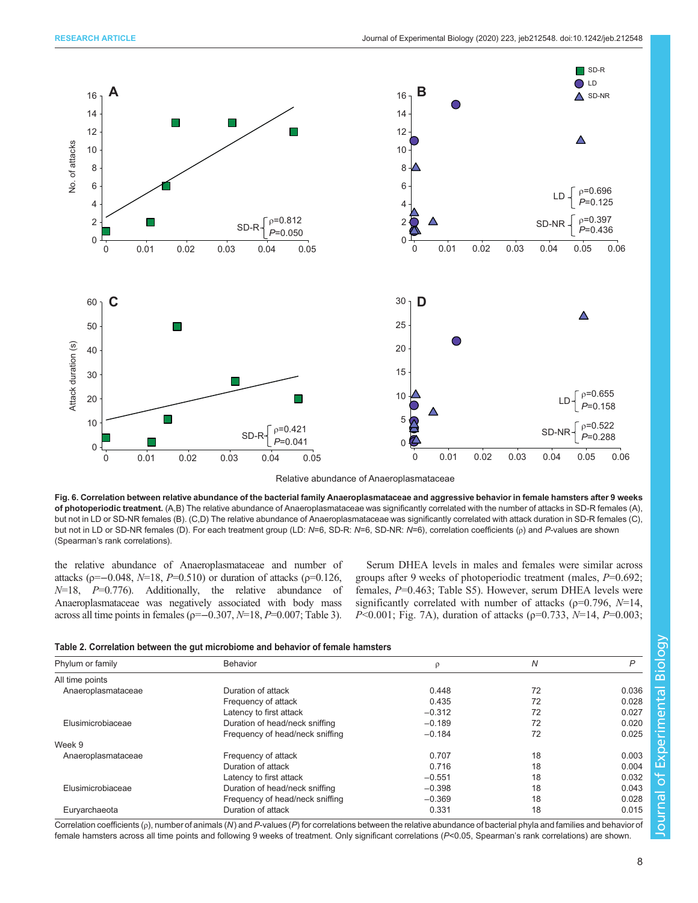**Fig. 6. Correlation between relative abundance of the bacterial family Anaeroplasmataceae and aggressive behavior in female hamsters after 9 weeks of photoperiodic treatment.** (A,B) The relative abundance of Anaeroplasmataceae was significantly correlated with the number of attacks in SD-R females (A), but not in LD or SD-NR females (B). (C,D) The relative abundance of Anaeroplasmataceae was significantly correlated with attack duration in SD-R females (C), but not in LD or SD-NR females (D). For each treatment group (LD: *N*=6, SD-R: *N*=6, SD-NR: *N*=6), correlation coefficients (ρ) and *P*-values are shown (Spearman's rank correlations).

the relative abundance of Anaeroplasmataceae and number of attacks (ρ=−0.048, *N*=18, *P*=0.510) or duration of attacks (ρ=0.126, *N*=18, *P*=0.776). Additionally, the relative abundance of Anaeroplasmataceae was negatively associated with body mass across all time points in females (ρ=−0.307, *N*=18, *P*=0.007; Table 3).

Serum DHEA levels in males and females were similar across groups after 9 weeks of photoperiodic treatment (males, *P*=0.692; females, *P*=0.463; Table S5). However, serum DHEA levels were significantly correlated with number of attacks (ρ=0.796, *N*=14, *P*<0.001; Fig. 7A), duration of attacks (ρ=0.733, *N*=14, *P*=0.003;

**Table 2. Correlation between the gut microbiome and behavior of female hamsters**

| Phylum or family | Behavior | ρ | *N* | *P* |
|---|---|---|---|---|
| All time points | | | | |
| Anaeroplasmataceae | Duration of attack | 0.448 | 72 | 0.036 |
| | Frequency of attack | 0.435 | 72 | 0.028 |
| | Latency to first attack | −0.312 | 72 | 0.027 |
| Elusimicrobiaceae | Duration of head/neck sniffing | −0.189 | 72 | 0.020 |
| | Frequency of head/neck sniffing | −0.184 | 72 | 0.025 |
| Week 9 | | | | |
| Anaeroplasmataceae | Frequency of attack | 0.707 | 18 | 0.003 |
| | Duration of attack | 0.716 | 18 | 0.004 |
| | Latency to first attack | −0.551 | 18 | 0.032 |
| Elusimicrobiaceae | Duration of head/neck sniffing | −0.398 | 18 | 0.043 |
| | Frequency of head/neck sniffing | −0.369 | 18 | 0.028 |
| Euryarchaeota | Duration of attack | 0.331 | 18 | 0.015 |

Correlation coefficients (ρ), number of animals (*N*) and *P*-values (*P*) for correlations between the relative abundance of bacterial phyla and families and behavior of female hamsters across all time points and following 9 weeks of treatment. Only significant correlations (*P*<0.05, Spearman's rank correlations) are shown.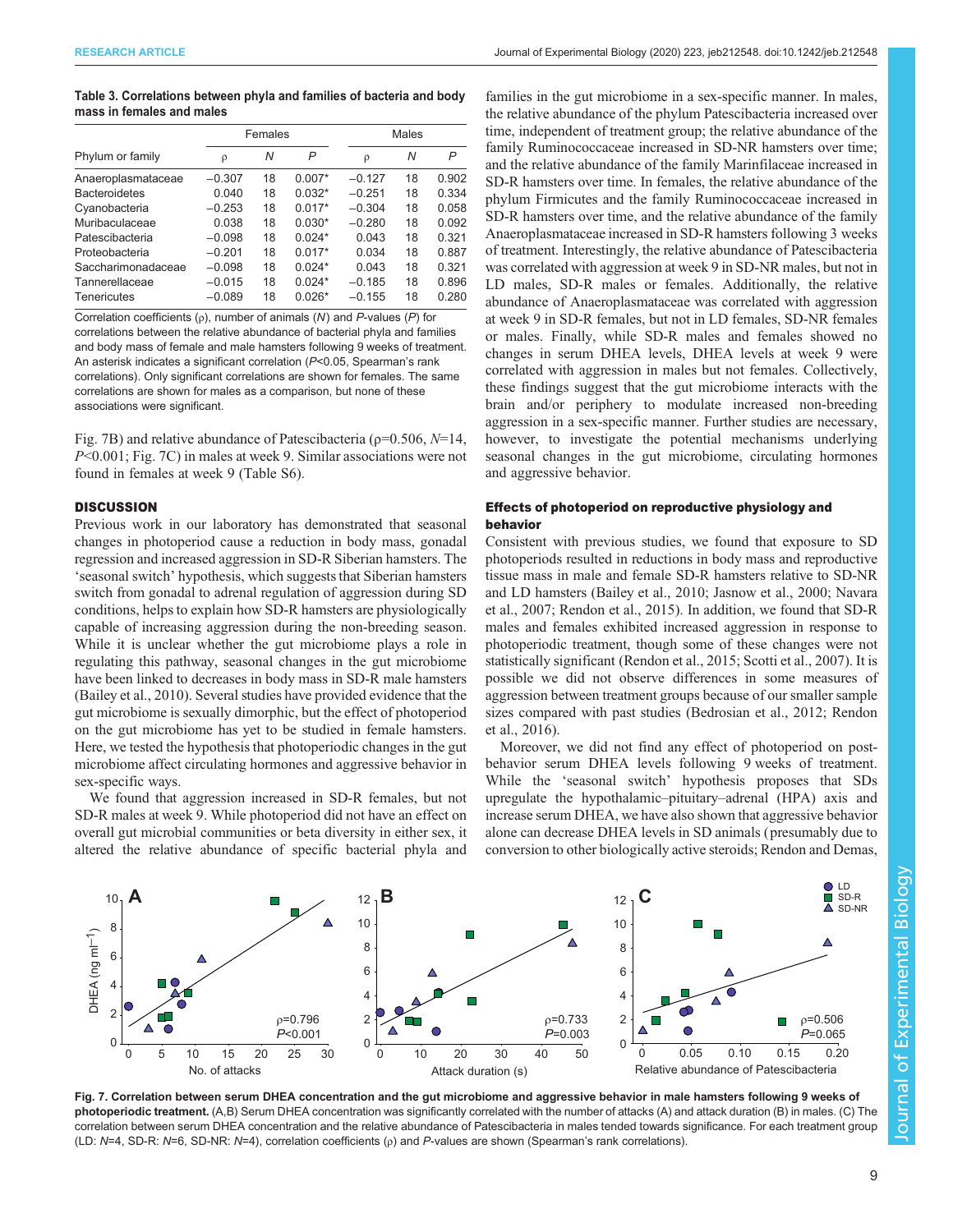**Table 3. Correlations between phyla and families of bacteria and body mass in females and males**

| Phylum or family | Females | | | Males | | |
|---|---|---|---|---|---|---|
| | ρ | *N* | *P* | ρ | *N* | *P* |
| Anaeroplasmataceae | −0.307 | 18 | 0.007* | −0.127 | 18 | 0.902 |
| Bacteroidetes | 0.040 | 18 | 0.032* | −0.251 | 18 | 0.334 |
| Cyanobacteria | −0.253 | 18 | 0.017* | −0.304 | 18 | 0.058 |
| Muribaculaceae | 0.038 | 18 | 0.030* | −0.280 | 18 | 0.092 |
| Patescibacteria | −0.098 | 18 | 0.024* | 0.043 | 18 | 0.321 |
| Proteobacteria | −0.201 | 18 | 0.017* | 0.034 | 18 | 0.887 |
| Saccharimonadaceae | −0.098 | 18 | 0.024* | 0.043 | 18 | 0.321 |
| Tannerellaceae | −0.015 | 18 | 0.024* | −0.185 | 18 | 0.896 |
| Tenericutes | −0.089 | 18 | 0.026* | −0.155 | 18 | 0.280 |

Correlation coefficients (ρ), number of animals (*N*) and *P*-values (*P*) for correlations between the relative abundance of bacterial phyla and families and body mass of female and male hamsters following 9 weeks of treatment. An asterisk indicates a significant correlation ($P<0.05$, Spearman's rank correlations). Only significant correlations are shown for females. The same correlations are shown for males as a comparison, but none of these associations were significant.

Fig. 7B) and relative abundance of Patescibacteria (ρ=0.506, *N*=14, $P<0.001$; Fig. 7C) in males at week 9. Similar associations were not found in females at week 9 (Table S6).

## DISCUSSION

Previous work in our laboratory has demonstrated that seasonal changes in photoperiod cause a reduction in body mass, gonadal regression and increased aggression in SD-R Siberian hamsters. The 'seasonal switch' hypothesis, which suggests that Siberian hamsters switch from gonadal to adrenal regulation of aggression during SD conditions, helps to explain how SD-R hamsters are physiologically capable of increasing aggression during the non-breeding season. While it is unclear whether the gut microbiome plays a role in regulating this pathway, seasonal changes in the gut microbiome have been linked to decreases in body mass in SD-R male hamsters (Bailey et al., 2010). Several studies have provided evidence that the gut microbiome is sexually dimorphic, but the effect of photoperiod on the gut microbiome has yet to be studied in female hamsters. Here, we tested the hypothesis that photoperiodic changes in the gut microbiome affect circulating hormones and aggressive behavior in sex-specific ways.

We found that aggression increased in SD-R females, but not SD-R males at week 9. While photoperiod did not have an effect on overall gut microbial communities or beta diversity in either sex, it altered the relative abundance of specific bacterial phyla and families in the gut microbiome in a sex-specific manner. In males, the relative abundance of the phylum Patescibacteria increased over time, independent of treatment group; the relative abundance of the family Ruminococcaceae increased in SD-NR hamsters over time; and the relative abundance of the family Marinfilaceae increased in SD-R hamsters over time. In females, the relative abundance of the phylum Firmicutes and the family Ruminococcaceae increased in SD-R hamsters over time, and the relative abundance of the family Anaeroplasmataceae increased in SD-R hamsters following 3 weeks of treatment. Interestingly, the relative abundance of Patescibacteria was correlated with aggression at week 9 in SD-NR males, but not in LD males, SD-R males or females. Additionally, the relative abundance of Anaeroplasmataceae was correlated with aggression at week 9 in SD-R females, but not in LD females, SD-NR females or males. Finally, while SD-R males and females showed no changes in serum DHEA levels, DHEA levels at week 9 were correlated with aggression in males but not females. Collectively, these findings suggest that the gut microbiome interacts with the brain and/or periphery to modulate increased non-breeding aggression in a sex-specific manner. Further studies are necessary, however, to investigate the potential mechanisms underlying seasonal changes in the gut microbiome, circulating hormones and aggressive behavior.

### Effects of photoperiod on reproductive physiology and behavior

Consistent with previous studies, we found that exposure to SD photoperiods resulted in reductions in body mass and reproductive tissue mass in male and female SD-R hamsters relative to SD-NR and LD hamsters (Bailey et al., 2010; Jasnow et al., 2000; Navara et al., 2007; Rendon et al., 2015). In addition, we found that SD-R males and females exhibited increased aggression in response to photoperiodic treatment, though some of these changes were not statistically significant (Rendon et al., 2015; Scotti et al., 2007). It is possible we did not observe differences in some measures of aggression between treatment groups because of our smaller sample sizes compared with past studies (Bedrosian et al., 2012; Rendon et al., 2016).

Moreover, we did not find any effect of photoperiod on post-behavior serum DHEA levels following 9 weeks of treatment. While the 'seasonal switch' hypothesis proposes that SDs upregulate the hypothalamic–pituitary–adrenal (HPA) axis and increase serum DHEA, we have also shown that aggressive behavior alone can decrease DHEA levels in SD animals (presumably due to conversion to other biologically active steroids; Rendon and Demas,

**Fig. 7. Correlation between serum DHEA concentration and the gut microbiome and aggressive behavior in male hamsters following 9 weeks of photoperiodic treatment.** (A,B) Serum DHEA concentration was significantly correlated with the number of attacks (A) and attack duration (B) in males. (C) The correlation between serum DHEA concentration and the relative abundance of Patescibacteria in males tended towards significance. For each treatment group (LD: *N*=4, SD-R: *N*=6, SD-NR: *N*=4), correlation coefficients (ρ) and *P*-values are shown (Spearman's rank correlations).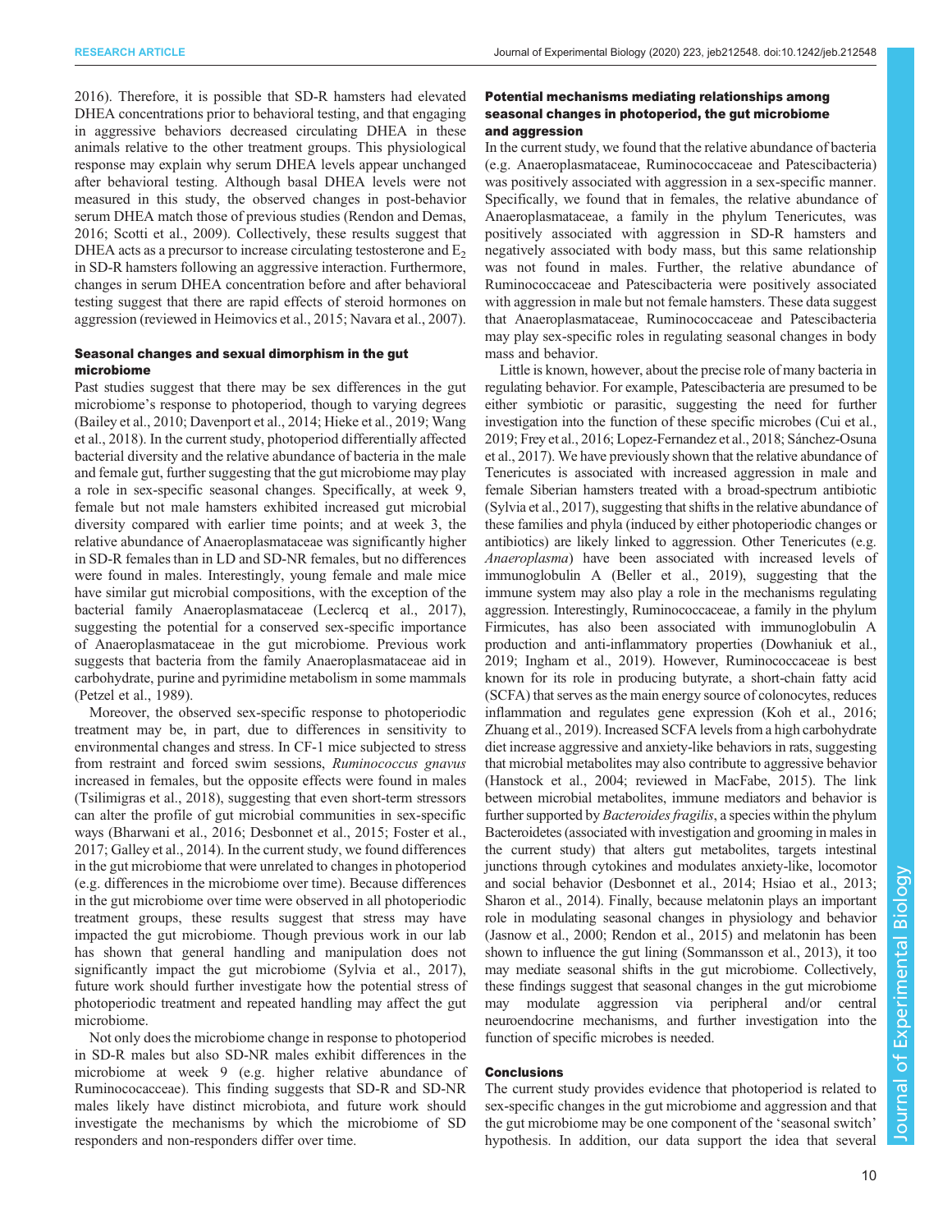2016). Therefore, it is possible that SD-R hamsters had elevated DHEA concentrations prior to behavioral testing, and that engaging in aggressive behaviors decreased circulating DHEA in these animals relative to the other treatment groups. This physiological response may explain why serum DHEA levels appear unchanged after behavioral testing. Although basal DHEA levels were not measured in this study, the observed changes in post-behavior serum DHEA match those of previous studies (Rendon and Demas, 2016; Scotti et al., 2009). Collectively, these results suggest that DHEA acts as a precursor to increase circulating testosterone and $E_2$ in SD-R hamsters following an aggressive interaction. Furthermore, changes in serum DHEA concentration before and after behavioral testing suggest that there are rapid effects of steroid hormones on aggression (reviewed in Heimovics et al., 2015; Navara et al., 2007).

### Seasonal changes and sexual dimorphism in the gut microbiome

Past studies suggest that there may be sex differences in the gut microbiome's response to photoperiod, though to varying degrees (Bailey et al., 2010; Davenport et al., 2014; Hieke et al., 2019; Wang et al., 2018). In the current study, photoperiod differentially affected bacterial diversity and the relative abundance of bacteria in the male and female gut, further suggesting that the gut microbiome may play a role in sex-specific seasonal changes. Specifically, at week 9, female but not male hamsters exhibited increased gut microbial diversity compared with earlier time points; and at week 3, the relative abundance of Anaeroplasmataceae was significantly higher in SD-R females than in LD and SD-NR females, but no differences were found in males. Interestingly, young female and male mice have similar gut microbial compositions, with the exception of the bacterial family Anaeroplasmataceae (Leclercq et al., 2017), suggesting the potential for a conserved sex-specific importance of Anaeroplasmataceae in the gut microbiome. Previous work suggests that bacteria from the family Anaeroplasmataceae aid in carbohydrate, purine and pyrimidine metabolism in some mammals (Petzel et al., 1989).

Moreover, the observed sex-specific response to photoperiodic treatment may be, in part, due to differences in sensitivity to environmental changes and stress. In CF-1 mice subjected to stress from restraint and forced swim sessions, *Ruminococcus gnavus* increased in females, but the opposite effects were found in males (Tsilimigras et al., 2018), suggesting that even short-term stressors can alter the profile of gut microbial communities in sex-specific ways (Bharwani et al., 2016; Desbonnet et al., 2015; Foster et al., 2017; Galley et al., 2014). In the current study, we found differences in the gut microbiome that were unrelated to changes in photoperiod (e.g. differences in the microbiome over time). Because differences in the gut microbiome over time were observed in all photoperiodic treatment groups, these results suggest that stress may have impacted the gut microbiome. Though previous work in our lab has shown that general handling and manipulation does not significantly impact the gut microbiome (Sylvia et al., 2017), future work should further investigate how the potential stress of photoperiodic treatment and repeated handling may affect the gut microbiome.

Not only does the microbiome change in response to photoperiod in SD-R males but also SD-NR males exhibit differences in the microbiome at week 9 (e.g. higher relative abundance of Ruminococcaceae). This finding suggests that SD-R and SD-NR males likely have distinct microbiota, and future work should investigate the mechanisms by which the microbiome of SD responders and non-responders differ over time.

### Potential mechanisms mediating relationships among seasonal changes in photoperiod, the gut microbiome and aggression

In the current study, we found that the relative abundance of bacteria (e.g. Anaeroplasmataceae, Ruminococcaceae and Patescibacteria) was positively associated with aggression in a sex-specific manner. Specifically, we found that in females, the relative abundance of Anaeroplasmataceae, a family in the phylum Tenericutes, was positively associated with aggression in SD-R hamsters and negatively associated with body mass, but this same relationship was not found in males. Further, the relative abundance of Ruminococcaceae and Patescibacteria were positively associated with aggression in male but not female hamsters. These data suggest that Anaeroplasmataceae, Ruminococcaceae and Patescibacteria may play sex-specific roles in regulating seasonal changes in body mass and behavior.

Little is known, however, about the precise role of many bacteria in regulating behavior. For example, Patescibacteria are presumed to be either symbiotic or parasitic, suggesting the need for further investigation into the function of these specific microbes (Cui et al., 2019; Frey et al., 2016; Lopez-Fernandez et al., 2018; Sánchez-Osuna et al., 2017). We have previously shown that the relative abundance of Tenericutes is associated with increased aggression in male and female Siberian hamsters treated with a broad-spectrum antibiotic (Sylvia et al., 2017), suggesting that shifts in the relative abundance of these families and phyla (induced by either photoperiodic changes or antibiotics) are likely linked to aggression. Other Tenericutes (e.g. *Anaeroplasma*) have been associated with increased levels of immunoglobulin A (Beller et al., 2019), suggesting that the immune system may also play a role in the mechanisms regulating aggression. Interestingly, Ruminococcaceae, a family in the phylum Firmicutes, has also been associated with immunoglobulin A production and anti-inflammatory properties (Dowhaniuk et al., 2019; Ingham et al., 2019). However, Ruminococcaceae is best known for its role in producing butyrate, a short-chain fatty acid (SCFA) that serves as the main energy source of colonocytes, reduces inflammation and regulates gene expression (Koh et al., 2016; Zhuang et al., 2019). Increased SCFA levels from a high carbohydrate diet increase aggressive and anxiety-like behaviors in rats, suggesting that microbial metabolites may also contribute to aggressive behavior (Hanstock et al., 2004; reviewed in MacFabe, 2015). The link between microbial metabolites, immune mediators and behavior is further supported by *Bacteroides fragilis*, a species within the phylum Bacteroidetes (associated with investigation and grooming in mass in the current study) that alters gut metabolites, targets intestinal junctions through cytokines and modulates anxiety-like, locomotor and social behavior (Desbonnet et al., 2014; Hsiao et al., 2013; Sharon et al., 2014). Finally, because melatonin plays an important role in modulating seasonal changes in physiology and behavior (Jasnow et al., 2000; Rendon et al., 2015) and melatonin has been shown to influence the gut lining (Sommansson et al., 2013), it too may mediate seasonal shifts in the gut microbiome. Collectively, these findings suggest that seasonal changes in the gut microbiome may modulate aggression via peripheral and/or central neuroendocrine mechanisms, and further investigation into the function of specific microbes is needed.

### Conclusions

The current study provides evidence that photoperiod is related to sex-specific changes in the gut microbiome and aggression and that the gut microbiome may be one component of the 'seasonal switch' hypothesis. In addition, our data support the idea that several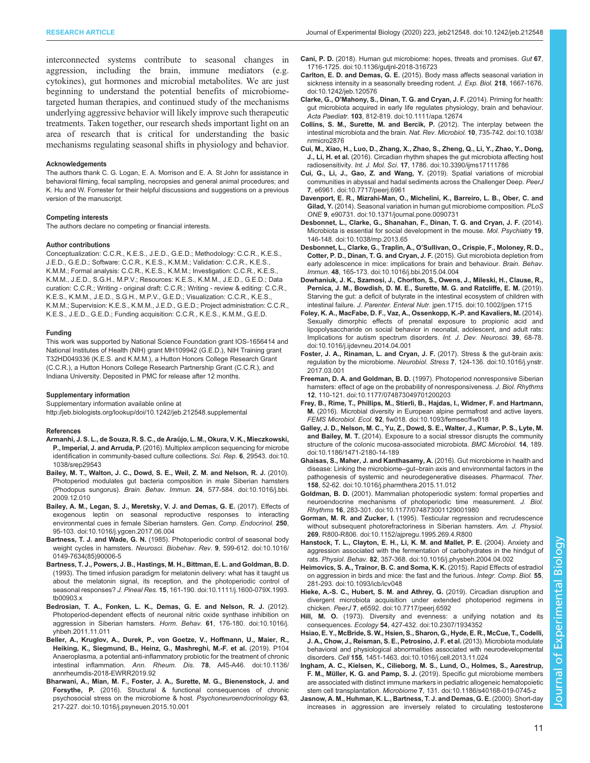interconnected systems contribute to seasonal changes in aggression, including the brain, immune mediators (e.g. cytokines), gut hormones and microbial metabolites. We are just beginning to understand the potential benefits of microbiome-targeted human therapies, and continued study of the mechanisms underlying aggressive behavior will likely improve such therapeutic treatments. Taken together, our research sheds important light on an area of research that is critical for understanding the basic mechanisms regulating seasonal shifts in physiology and behavior.

#### Acknowledgements

The authors thank C. G. Logan, E. A. Morrison and E. A. St John for assistance in behavioral filming, fecal sampling, necropsies and general animal procedures; and K. Hu and W. Forrester for their helpful discussions and suggestions on a previous version of the manuscript.

#### Competing interests

The authors declare no competing or financial interests.

#### Author contributions

Conceptualization: C.C.R., K.E.S., J.E.D., G.E.D.; Methodology: C.C.R., K.E.S., J.E.D., G.E.D.; Software: C.C.R., K.E.S., K.M.M.; Validation: C.C.R., K.E.S., K.M.M.; Formal analysis: C.C.R., K.E.S., K.M.M.; Investigation: C.C.R., K.E.S., K.M.M., J.E.D., S.G.H., M.P.V.; Resources: K.E.S., K.M.M., J.E.D., G.E.D.; Data curation: C.C.R.; Writing - original draft: C.C.R.; Writing - review & editing: C.C.R., K.E.S., K.M.M., J.E.D., S.G.H., M.P.V., G.E.D.; Visualization: C.C.R., K.E.S., K.M.M.; Supervision: K.E.S., K.M.M., J.E.D., G.E.D.; Project administration: C.C.R., K.E.S., J.E.D., G.E.D.; Funding acquisition: C.C.R., K.E.S., K.M.M., G.E.D.

#### Funding

This work was supported by National Science Foundation grant IOS-1656414 and National Institutes of Health (NIH) grant MH109942 (G.E.D.), NIH Training grant T32HD049336 (K.E.S. and K.M.M.), a Hutton Honors College Research Grant (C.C.R.), a Hutton Honors College Research Partnership Grant (C.C.R.), and Indiana University. Deposited in PMC for release after 12 months.

#### Supplementary information

Supplementary information available online at http://jeb.biologists.org/lookup/doi/10.1242/jeb.212548.supplemental

#### References

**Armanhi, J. S. L., de Souza, R. S. C., de Araújo, L. M., Okura, V. K., Mieczkowski, P., Imperial, J. and Arruda, P.** (2016). Multiplex amplicon sequencing for microbe identification in community-based culture collections. *Sci. Rep.* **6**, 29543. doi:10.1038/srep29543

**Bailey, M. T., Walton, J. C., Dowd, S. E., Weil, Z. M. and Nelson, R. J.** (2010). Photoperiod modulates gut bacteria composition in male Siberian hamsters (Phodopus sungorus). *Brain. Behav. Immun.* **24**, 577-584. doi:10.1016/j.bbi.2009.12.010

**Bailey, A. M., Legan, S. J., Meretsky, V. J. and Demas, G. E.** (2017). Effects of exogenous leptin on seasonal reproductive responses to interacting environmental cues in female Siberian hamsters. *Gen. Comp. Endocrinol.* **250**, 95-103. doi:10.1016/j.ygcen.2017.06.004

**Bartness, T. J. and Wade, G. N.** (1985). Photoperiodic control of seasonal body weight cycles in hamsters. *Neurosci. Biobehav. Rev.* **9**, 599-612. doi:10.1016/0149-7634(85)90006-5

**Bartness, T. J., Powers, J. B., Hastings, M. H., Bittman, E. L. and Goldman, B. D.** (1993). The timed infusion paradigm for melatonin delivery: what has it taught us about the melatonin signal, its reception, and the photoperiodic control of seasonal responses? *J. Pineal Res.* **15**, 161-190. doi:10.1111/j.1600-079X.1993.tb00903.x

**Bedrosian, T. A., Fonken, L. K., Demas, G. E. and Nelson, R. J.** (2012). Photoperiod-dependent effects of neuronal nitric oxide synthase inhibition on aggression in Siberian hamsters. *Horm. Behav.* **61**, 176-180. doi:10.1016/j.yhbeh.2011.11.011

**Beller, A., Kruglov, A., Durek, P., von Goetze, V., Hoffmann, U., Maier, R., Heiking, K., Siegmund, B., Heinz, G., Mashreghi, M.-F. et al.** (2019). P104 Anaeroplasma, a potential anti-inflammatory probiotic for the treatment of chronic intestinal inflammation. *Ann. Rheum. Dis.* **78**, A45-A46. doi:10.1136/annrheumdis-2018-EWRR2019.92

**Bharwani, A., Mian, M. F., Foster, J. A., Surette, M. G., Bienenstock, J. and Forsythe, P.** (2016). Structural & functional consequences of chronic psychosocial stress on the microbiome & host. *Psychoneuroendocrinology* **63**, 217-227. doi:10.1016/j.psyneuen.2015.10.001

**Cani, P. D.** (2018). Human gut microbiome: hopes, threats and promises. *Gut* **67**, 1716-1725. doi:10.1136/gutjnl-2018-316723

**Carlton, E. D. and Demas, G. E.** (2015). Body mass affects seasonal variation in sickness intensity in a seasonally breeding rodent. *J. Exp. Biol.* **218**, 1667-1676. doi:10.1242/jeb.120576

**Clarke, G., O'Mahony, S., Dinan, T. G. and Cryan, J. F.** (2014). Priming for health: gut microbiota acquired in early life regulates physiology, brain and behaviour. *Acta Paediatr.* **103**, 812-819. doi:10.1111/apa.12674

**Collins, S. M., Surette, M. and Bercik, P.** (2012). The interplay between the intestinal microbiota and the brain. *Nat. Rev. Microbiol.* **10**, 735-742. doi:10.1038/nrmicro2876

**Cui, M., Xiao, H., Luo, D., Zhang, X., Zhao, S., Zheng, Q., Li, Y., Zhao, Y., Dong, J., Li, H. et al.** (2016). Circadian rhythm shapes the gut microbiota affecting host radiosensitivity. *Int. J. Mol. Sci.* **17**, 1786. doi:10.3390/ijms17111786

**Cui, G., Li, J., Gao, Z. and Wang, Y.** (2019). Spatial variations of microbial communities in abyssal and hadal sediments across the Challenger Deep. *PeerJ* **7**, e6961. doi:10.7717/peerj.6961

**Davenport, E. R., Mizrahi-Man, O., Michelini, K., Barreiro, L. B., Ober, C. and Gilad, Y.** (2014). Seasonal variation in human gut microbiome composition. *PLoS ONE* **9**, e90731. doi:10.1371/journal.pone.0090731

**Desbonnet, L., Clarke, G., Shanahan, F., Dinan, T. G. and Cryan, J. F.** (2014). Microbiota is essential for social development in the mouse. *Mol. Psychiatry* **19**, 146-148. doi:10.1038/mp.2013.65

**Desbonnet, L., Clarke, G., Traplin, A., O'Sullivan, O., Crispie, F., Moloney, R. D., Cotter, P. D., Dinan, T. G. and Cryan, J. F.** (2015). Gut microbiota depletion from early adolescence in mice: implications for brain and behaviour. *Brain. Behav. Immun.* **48**, 165-173. doi:10.1016/j.bbi.2015.04.004

**Dowhaniuk, J. K., Szamosi, J., Chorlton, S., Owens, J., Mileski, H., Clause, R., Pernica, J. M., Bowdish, D. M. E., Surette, M. G. and Ratcliffe, E. M.** (2019). Starving the gut: a deficit of butyrate in the intestinal ecosystem of children with intestinal failure. *J. Parenter. Enteral Nutr.* jpen.1715. doi:10.1002/jpen.1715

**Foley, K. A., MacFabe, D. F., Vaz, A., Ossenkopp, K.-P. and Kavaliers, M.** (2014). Sexually dimorphic effects of prenatal exposure to propionic acid and lipopolysaccharide on social behavior in neonatal, adolescent, and adult rats: Implications for autism spectrum disorders. *Int. J. Dev. Neurosci.* **39**, 68-78. doi:10.1016/j.ijdevneu.2014.04.001

**Foster, J. A., Rinaman, L. and Cryan, J. F.** (2017). Stress & the gut-brain axis: regulation by the microbiome. *Neurobiol. Stress* **7**, 124-136. doi:10.1016/j.ynstr.2017.03.001

**Freeman, D. A. and Goldman, B. D.** (1997). Photoperiod nonresponsive Siberian hamsters: effect of age on the probability of nonresponsiveness. *J. Biol. Rhythms* **12**, 110-121. doi:10.1177/074873049701200203

**Frey, B., Rime, T., Phillips, M., Stierli, B., Hajdas, I., Widmer, F. and Hartmann, M.** (2016). Microbial diversity in European alpine permafrost and active layers. *FEMS Microbiol. Ecol.* **92**, fiw018. doi:10.1093/femsec/fiw018

**Galley, J. D., Nelson, M. C., Yu, Z., Dowd, S. E., Walter, J., Kumar, P. S., Lyte, M. and Bailey, M. T.** (2014). Exposure to a social stressor disrupts the community structure of the colonic mucosa-associated microbiota. *BMC Microbiol.* **14**, 189. doi:10.1186/1471-2180-14-189

**Ghaisas, S., Maher, J. and Kanthasamy, A.** (2016). Gut microbiome in health and disease: Linking the microbiome–gut–brain axis and environmental factors in the pathogenesis of systemic and neurodegenerative diseases. *Pharmacol. Ther.* **158**, 52-62. doi:10.1016/j.pharmthera.2015.11.012

**Goldman, B. D.** (2001). Mammalian photoperiodic system: formal properties and neuroendocrine mechanisms of photoperiodic time measurement. *J. Biol. Rhythms* **16**, 283-301. doi:10.1177/074873001129001980

**Gorman, M. R. and Zucker, I.** (1995). Testicular regression and recrudescence without subsequent photorefractoriness in Siberian hamsters. *Am. J. Physiol.* **269**, R800-R806. doi:10.1152/ajpregu.1995.269.4.R800

**Hanstock, T. L., Clayton, E. H., Li, K. M. and Mallet, P. E.** (2004). Anxiety and aggression associated with the fermentation of carbohydrates in the hindgut of rats. *Physiol. Behav.* **82**, 357-368. doi:10.1016/j.physbeh.2004.04.002

**Heimovics, S. A., Trainor, B. C. and Soma, K. K.** (2015). Rapid Effects of estradiol on aggression in birds and mice: the fast and the furious. *Integr. Comp. Biol.* **55**, 281-293. doi:10.1093/icb/icv048

**Hieke, A.-S. C., Hubert, S. M. and Athrey, G.** (2019). Circadian disruption and divergent microbiota acquisition under extended photoperiod regimens in chicken. *PeerJ* **7**, e6592. doi:10.7717/peerj.6592

**Hill, M. O.** (1973). Diversity and evenness: a unifying notation and its consequences. *Ecology* **54**, 427-432. doi:10.2307/1934352

**Hsiao, E. Y., McBride, S. W., Hsien, S., Sharon, G., Hyde, E. R., McCue, T., Codelli, J. A., Chow, J., Reisman, S. E., Petrosino, J. F. et al.** (2013). Microbiota modulate behavioral and physiological abnormalities associated with neurodevelopmental disorders. *Cell* **155**, 1451-1463. doi:10.1016/j.cell.2013.11.024

**Ingham, A. C., Kielsen, K., Cilieborg, M. S., Lund, O., Holmes, S., Aarestrup, F. M., Müller, K. G. and Pamp, S. J.** (2019). Specific gut microbiome members are associated with distinct immune markers in pediatric allogeneic hematopoietic stem cell transplantation. *Microbiome* **7**, 131. doi:10.1186/s40168-019-0745-z

**Jasnow, A. M., Huhman, K. L., Bartness, T. J. and Demas, G. E.** (2000). Short-day increases in aggression are inversely related to circulating testosterone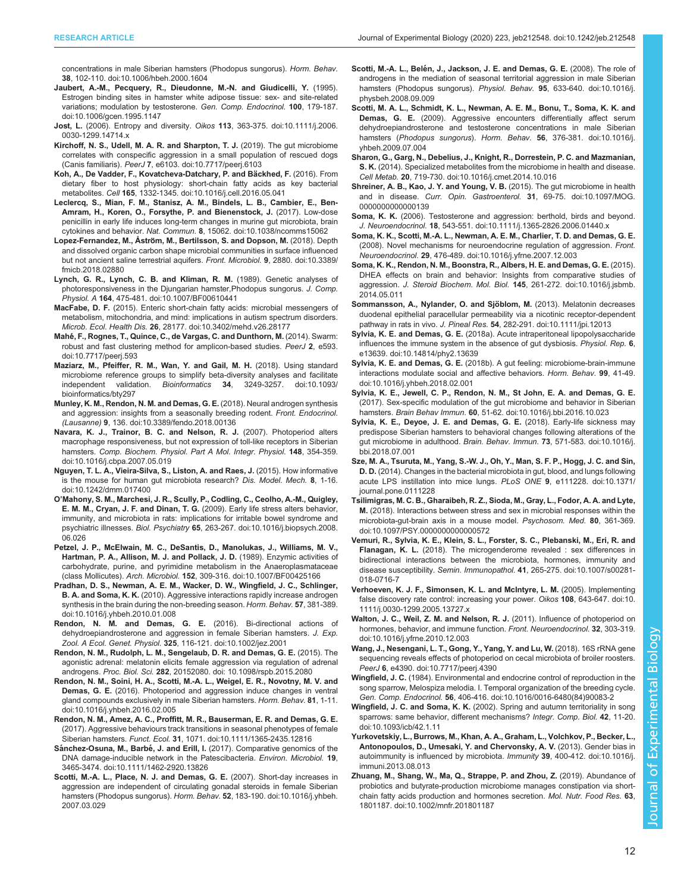concentrations in male Siberian hamsters (Phodopus sungorus). *Horm. Behav.* **38**, 102-110. doi:10.1006/hbeh.2000.1604

**Jaubert, A.-M., Pecquery, R., Dieudonne, M.-N. and Giudicelli, Y.** (1995). Estrogen binding sites in hamster white adipose tissue: sex- and site-related variations; modulation by testosterone. *Gen. Comp. Endocrinol.* **100**, 179-187. doi:10.1006/gcen.1995.1147

**Jost, L.** (2006). Entropy and diversity. *Oikos* **113**, 363-375. doi:10.1111/j.2006.0030-1299.14714.x

**Kirchoff, N. S., Udell, M. A. R. and Sharpton, T. J.** (2019). The gut microbiome correlates with conspecific aggression in a small population of rescued dogs (Canis familiaris). *PeerJ* **7**, e6103. doi:10.7717/peerj.6103

**Koh, A., De Vadder, F., Kovatcheva-Datchary, P. and Bäckhed, F.** (2016). From dietary fiber to host physiology: short-chain fatty acids as key bacterial metabolites. *Cell* **165**, 1332-1345. doi:10.1016/j.cell.2016.05.041

**Leclercq, S., Mian, F. M., Stanisz, A. M., Bindels, L. B., Cambier, E., Ben-Amram, H., Koren, O., Forsythe, P. and Bienenstock, J.** (2017). Low-dose penicillin in early life induces long-term changes in murine gut microbiota, brain cytokines and behavior. *Nat. Commun.* **8**, 15062. doi:10.1038/ncomms15062

**Lopez-Fernandez, M., Åström, M., Bertilsson, S. and Dopson, M.** (2018). Depth and dissolved organic carbon shape microbial communities in surface influenced but not ancient saline terrestrial aquifers. *Front. Microbiol.* **9**, 2880. doi:10.3389/fmicb.2018.02880

**Lynch, G. R., Lynch, C. B. and Kliman, R. M.** (1989). Genetic analyses of photoresponsiveness in the Djungarian hamster,Phodopus sungorus. *J. Comp. Physiol. A* **164**, 475-481. doi:10.1007/BF00610441

**MacFabe, D. F.** (2015). Enteric short-chain fatty acids: microbial messengers of metabolism, mitochondria, and mind: implications in autism spectrum disorders. *Microb. Ecol. Health Dis.* **26**, 28177. doi:10.3402/mehd.v26.28177

**Mahé, F., Rognes, T., Quince, C., de Vargas, C. and Dunthorn, M.** (2014). Swarm: robust and fast clustering method for amplicon-based studies. *PeerJ* **2**, e593. doi:10.7717/peerj.593

**Maziarz, M., Pfeiffer, R. M., Wan, Y. and Gail, M. H.** (2018). Using standard microbiome reference groups to simplify beta-diversity analyses and facilitate independent validation. *Bioinformatics* **34**, 3249-3257. doi:10.1093/bioinformatics/bty297

**Munley, K. M., Rendon, N. M. and Demas, G. E.** (2018). Neural androgen synthesis and aggression: insights from a seasonally breeding rodent. *Front. Endocrinol. (Lausanne)* **9**, 136. doi:10.3389/fendo.2018.00136

**Navara, K. J., Trainor, B. C. and Nelson, R. J.** (2007). Photoperiod alters macrophage responsiveness, but not expression of toll-like receptors in Siberian hamsters. *Comp. Biochem. Physiol. Part A Mol. Integr. Physiol.* **148**, 354-359. doi:10.1016/j.cbpa.2007.05.019

**Nguyen, T. L. A., Vieira-Silva, S., Liston, A. and Raes, J.** (2015). How informative is the mouse for human gut microbiota research? *Dis. Model. Mech.* **8**, 1-16. doi:10.1242/dmm.017400

**O'Mahony, S. M., Marchesi, J. R., Scully, P., Codling, C., Ceolho, A.-M., Quigley, E. M. M., Cryan, J. F. and Dinan, T. G.** (2009). Early life stress alters behavior, immunity, and microbiota in rats: implications for irritable bowel syndrome and psychiatric illnesses. *Biol. Psychiatry* **65**, 263-267. doi:10.1016/j.biopsych.2008.06.026

**Petzel, J. P., McElwain, M. C., DeSantis, D., Manolukas, J., Williams, M. V., Hartman, P. A., Allison, M. J. and Pollack, J. D.** (1989). Enzymic activities of carbohydrate, purine, and pyrimidine metabolism in the Anaeroplasmataceae (class Mollicutes). *Arch. Microbiol.* **152**, 309-316. doi:10.1007/BF00425166

**Pradhan, D. S., Newman, A. E. M., Wacker, D. W., Wingfield, J. C., Schlinger, B. A. and Soma, K. K.** (2010). Aggressive interactions rapidly increase androgen synthesis in the brain during the non-breeding season. *Horm. Behav.* **57**, 381-389. doi:10.1016/j.yhbeh.2010.01.008

**Rendon, N. M. and Demas, G. E.** (2016). Bi-directional actions of dehydroepiandrosterone and aggression in female Siberian hamsters. *J. Exp. Zool. A Ecol. Genet. Physiol.* **325**, 116-121. doi:10.1002/jez.2001

**Rendon, N. M., Rudolph, L. M., Sengelaub, D. R. and Demas, G. E.** (2015). The agonistic adrenal: melatonin elicits female aggression via regulation of adrenal androgens. *Proc. Biol. Sci.* **282**, 20152080. doi: 10.1098/rspb.2015.2080

**Rendon, N. M., Soini, H. A., Scotti, M.-A. L., Weigel, E. R., Novotny, M. V. and Demas, G. E.** (2016). Photoperiod and aggression induce changes in ventral gland compounds exclusively in male Siberian hamsters. *Horm. Behav.* **81**, 1-11. doi:10.1016/j.yhbeh.2016.02.005

**Rendon, N. M., Amez, A. C., Proffitt, M. R., Bauserman, E. R. and Demas, G. E.** (2017). Aggressive behaviours track transitions in seasonal phenotypes of female Siberian hamsters. *Funct. Ecol.* **31**, 1071. doi:10.1111/1365-2435.12816

**Sánchez-Osuna, M., Barbé, J. and Erill, I.** (2017). Comparative genomics of the DNA damage-inducible network in the Patescibacteria. *Environ. Microbiol.* **19**, 3465-3474. doi:10.1111/1462-2920.13826

**Scotti, M.-A. L., Place, N. J. and Demas, G. E.** (2007). Short-day increases in aggression are independent of circulating gonadal steroids in female Siberian hamsters (Phodopus sungorus). *Horm. Behav.* **52**, 183-190. doi:10.1016/j.yhbeh.2007.03.029

**Scotti, M.-A. L., Belén, J., Jackson, J. E. and Demas, G. E.** (2008). The role of androgens in the mediation of seasonal territorial aggression in male Siberian hamsters (Phodopus sungorus). *Physiol. Behav.* **95**, 633-640. doi:10.1016/j.physbeh.2008.09.009

**Scotti, M. A. L., Schmidt, K. L., Newman, A. E. M., Bonu, T., Soma, K. K. and Demas, G. E.** (2009). Aggressive encounters differentially affect serum dehydroepiandrosterone and testosterone concentrations in male Siberian hamsters (*Phodopus sungorus*). *Horm. Behav.* **56**, 376-381. doi:10.1016/j.yhbeh.2009.07.004

**Sharon, G., Garg, N., Debelius, J., Knight, R., Dorrestein, P. C. and Mazmanian, S. K.** (2014). Specialized metabolites from the microbiome in health and disease. *Cell Metab.* **20**, 719-730. doi:10.1016/j.cmet.2014.10.016

**Shreiner, A. B., Kao, J. Y. and Young, V. B.** (2015). The gut microbiome in health and in disease. *Curr. Opin. Gastroenterol.* **31**, 69-75. doi:10.1097/MOG.0000000000000139

**Soma, K. K.** (2006). Testosterone and aggression: berthold, birds and beyond. *J. Neuroendocrinol.* **18**, 543-551. doi:10.1111/j.1365-2826.2006.01440.x

**Soma, K. K., Scotti, M.-A. L., Newman, A. E. M., Charlier, T. D. and Demas, G. E.** (2008). Novel mechanisms for neuroendocrine regulation of aggression. *Front. Neuroendocrinol.* **29**, 476-489. doi:10.1016/j.yfrne.2007.12.003

**Soma, K. K., Rendon, N. M., Boonstra, R., Albers, H. E. and Demas, G. E.** (2015). DHEA effects on brain and behavior: Insights from comparative studies of aggression. *J. Steroid Biochem. Mol. Biol.* **145**, 261-272. doi:10.1016/j.jsbmb.2014.05.011

**Sommansson, A., Nylander, O. and Sjöblom, M.** (2013). Melatonin decreases duodenal epithelial paracellular permeability via a nicotinic receptor-dependent pathway in rats in vivo. *J. Pineal Res.* **54**, 282-291. doi:10.1111/jpi.12013

**Sylvia, K. E. and Demas, G. E.** (2018a). Acute intraperitoneal lipopolysaccharide influences the immune system in the absence of gut dysbiosis. *Physiol. Rep.* **6**, e13639. doi:10.14814/phy2.13639

**Sylvia, K. E. and Demas, G. E.** (2018b). A gut feeling: microbiome-brain-immune interactions modulate social and affective behaviors. *Horm. Behav.* **99**, 41-49. doi:10.1016/j.yhbeh.2018.02.001

**Sylvia, K. E., Jewell, C. P., Rendon, N. M., St John, E. A. and Demas, G. E.** (2017). Sex-specific modulation of the gut microbiome and behavior in Siberian hamsters. *Brain Behav Immun.* **60**, 51-62. doi:10.1016/j.bbi.2016.10.023

**Sylvia, K. E., Deyoe, J. E. and Demas, G. E.** (2018). Early-life sickness may predispose Siberian hamsters to behavioral changes following alterations of the gut microbiome in adulthood. *Brain. Behav. Immun.* **73**, 571-583. doi:10.1016/j.bbi.2018.07.001

**Sze, M. A., Tsuruta, M., Yang, S.-W. J., Oh, Y., Man, S. F. P., Hogg, J. C. and Sin, D. D.** (2014). Changes in the bacterial microbiota in gut, blood, and lungs following acute LPS instillation into mice lungs. *PLoS ONE* **9**, e111228. doi:10.1371/journal.pone.0111228

**Tsilimigras, M. C. B., Gharaibeh, R. Z., Sioda, M., Gray, L., Fodor, A. A. and Lyte, M.** (2018). Interactions between stress and sex in microbial responses within the microbiota-gut-brain axis in a mouse model. *Psychosom. Med.* **80**, 361-369. doi:10.1097/PSY.0000000000000572

**Vemuri, R., Sylvia, K. E., Klein, S. L., Forster, S. C., Plebanski, M., Eri, R. and Flanagan, K. L.** (2018). The microgenderome revealed : sex differences in bidirectional interactions between the microbiota, hormones, immunity and disease susceptibility. *Semin. Immunopathol.* **41**, 265-275. doi:10.1007/s00281-018-0716-7

**Verhoeven, K. J. F., Simonsen, K. L. and McIntyre, L. M.** (2005). Implementing false discovery rate control: increasing your power. *Oikos* **108**, 643-647. doi:10.1111/j.0030-1299.2005.13727.x

**Walton, J. C., Weil, Z. M. and Nelson, R. J.** (2011). Influence of photoperiod on hormones, behavior, and immune function. *Front. Neuroendocrinol.* **32**, 303-319. doi:10.1016/j.yfrne.2010.12.003

**Wang, J., Nesengani, L. T., Gong, Y., Yang, Y. and Lu, W.** (2018). 16S rRNA gene sequencing reveals effects of photoperiod on cecal microbiota of broiler roosters. *PeerJ* **6**, e4390. doi:10.7717/peerj.4390

**Wingfield, J. C.** (1984). Environmental and endocrine control of reproduction in the song sparrow, Melospiza melodia. I. Temporal organization of the breeding cycle. *Gen. Comp. Endocrinol.* **56**, 406-416. doi:10.1016/0016-6480(84)90083-2

**Wingfield, J. C. and Soma, K. K.** (2002). Spring and autumn territoriality in song sparrows: same behavior, different mechanisms? *Integr. Comp. Biol.* **42**, 11-20. doi:10.1093/icb/42.1.11

**Yurkovetskiy, L., Burrows, M., Khan, A. A., Graham, L., Volchkov, P., Becker, L., Antonopoulos, D., Umesaki, Y. and Chervonsky, A. V.** (2013). Gender bias in autoimmunity is influenced by microbiota. *Immunity* **39**, 400-412. doi:10.1016/j.immuni.2013.08.013

**Zhuang, M., Shang, W., Ma, Q., Strappe, P. and Zhou, Z.** (2019). Abundance of probiotics and butyrate-production microbiome manages constipation via short-chain fatty acids production and hormones secretion. *Mol. Nutr. Food Res.* **63**, 1801187. doi:10.1002/mnfr.201801187